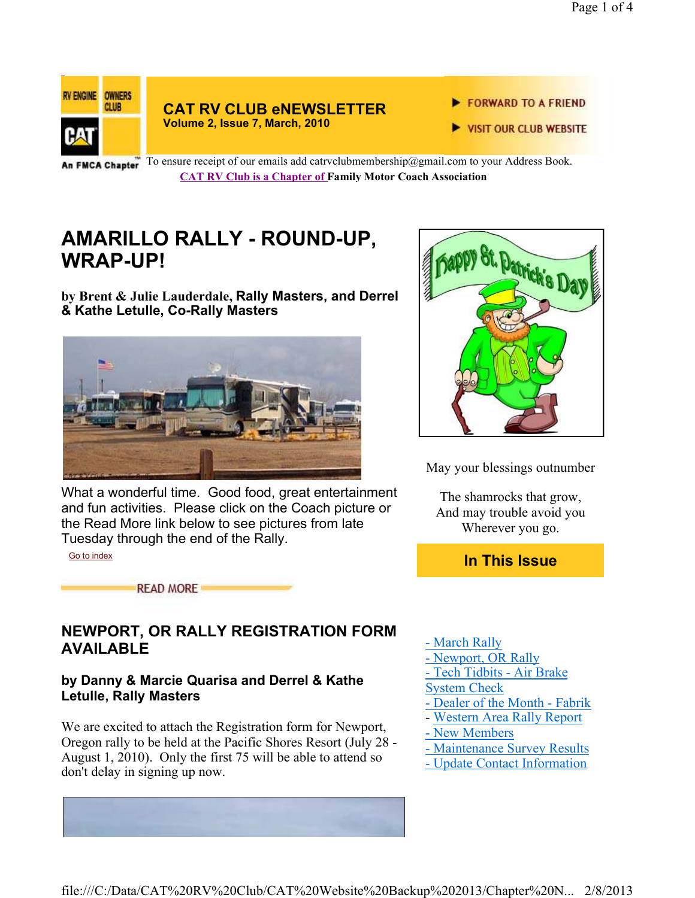# CAT RV CLUB eNEWSLETTER

**Volume 2, Issue 7, March, 2010**

FORWARD TO A FRIEND

VISIT OUR CLUB WEBSITE

An FMCA Chapter

To ensure receipt of our emails add catrvclubmembership@gmail.com to your Address Book.

**CAT RV Club is a Chapter of Family Motor Coach Association**

## AMARILLO RALLY - ROUND-UP, WRAP-UP!

**by Brent & Julie Lauderdale, Rally Masters, and Derrel & Kathe Letulle, Co-Rally Masters**

What a wonderful time. Good food, great entertainment and fun activities. Please click on the Coach picture or the Read More link below to see pictures from late Tuesday through the end of the Rally.

Go to index

READ MORE

## NEWPORT, OR RALLY REGISTRATION FORM AVAILABLE

**by Danny & Marcie Quarisa and Derrel & Kathe Letulle, Rally Masters**

We are excited to attach the Registration form for Newport, Oregon rally to be held at the Pacific Shores Resort (July 28 - August 1, 2010). Only the first 75 will be able to attend so don't delay in signing up now.

May your blessings outnumber

The shamrocks that grow,
And may trouble avoid you
Wherever you go.

## In This Issue

- March Rally
- Newport, OR Rally
- Tech Tidbits - Air Brake System Check
- Dealer of the Month - Fabrik
- Western Area Rally Report
- New Members
- Maintenance Survey Results
- Update Contact Information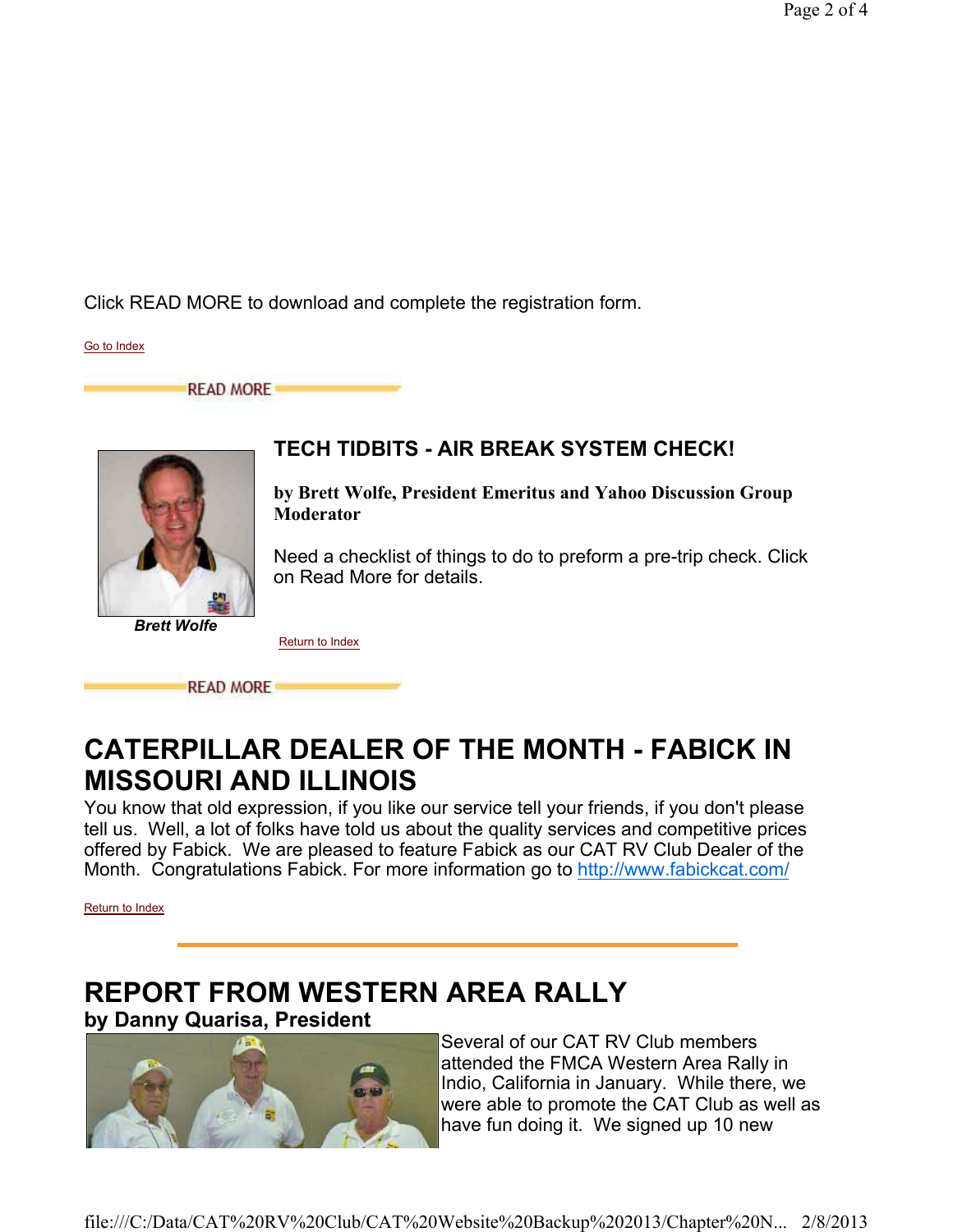Click READ MORE to download and complete the registration form.

Go to Index

READ MORE

## TECH TIDBITS - AIR BREAK SYSTEM CHECK!

**by Brett Wolfe, President Emeritus and Yahoo Discussion Group Moderator**

Need a checklist of things to do to preform a pre-trip check. Click on Read More for details.

***Brett Wolfe***

Return to Index

READ MORE

# CATERPILLAR DEALER OF THE MONTH - FABICK IN MISSOURI AND ILLINOIS

You know that old expression, if you like our service tell your friends, if you don't please tell us. Well, a lot of folks have told us about the quality services and competitive prices offered by Fabick. We are pleased to feature Fabick as our CAT RV Club Dealer of the Month. Congratulations Fabick. For more information go to http://www.fabickcat.com/

Return to Index

# REPORT FROM WESTERN AREA RALLY

**by Danny Quarisa, President**

Several of our CAT RV Club members attended the FMCA Western Area Rally in Indio, California in January. While there, we were able to promote the CAT Club as well as have fun doing it. We signed up 10 new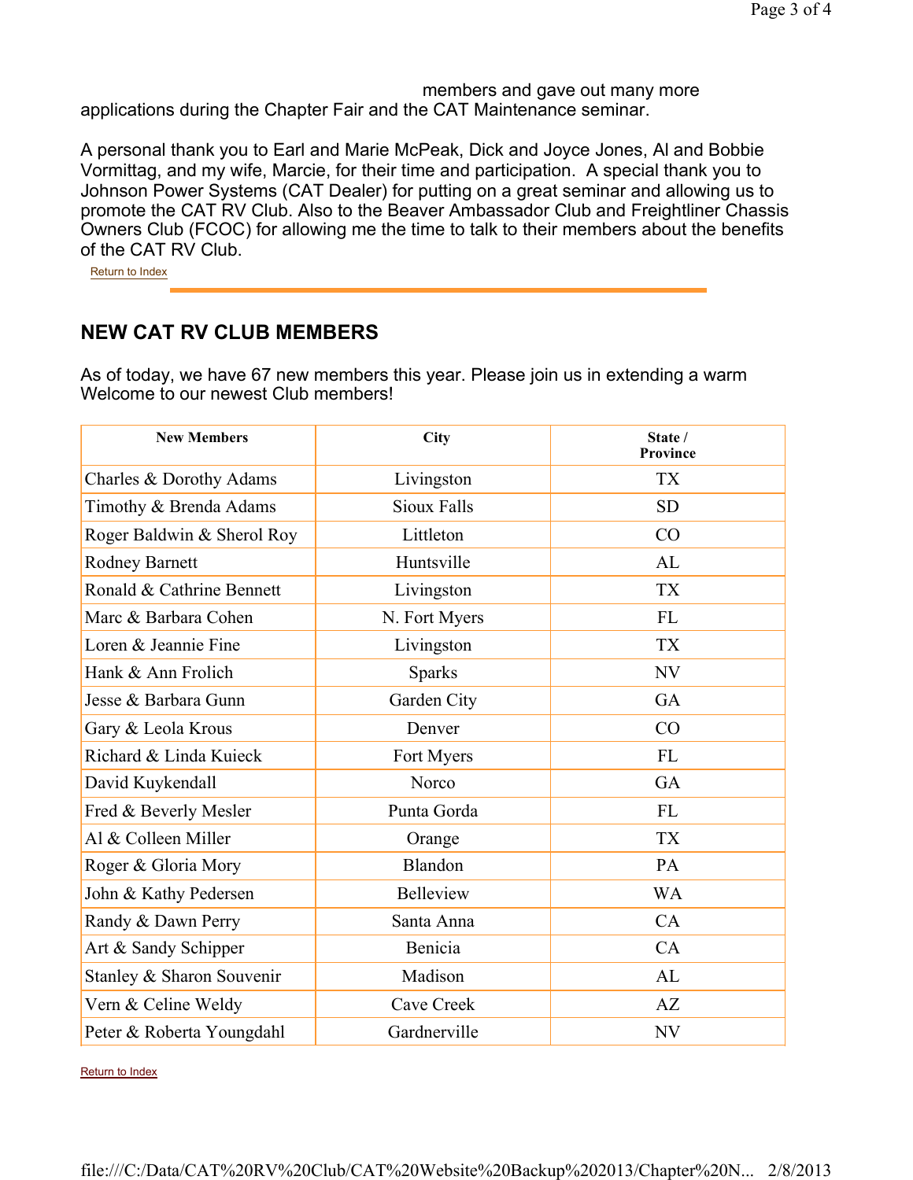members and gave out many more applications during the Chapter Fair and the CAT Maintenance seminar.

A personal thank you to Earl and Marie McPeak, Dick and Joyce Jones, Al and Bobbie Vormittag, and my wife, Marcie, for their time and participation. A special thank you to Johnson Power Systems (CAT Dealer) for putting on a great seminar and allowing us to promote the CAT RV Club. Also to the Beaver Ambassador Club and Freightliner Chassis Owners Club (FCOC) for allowing me the time to talk to their members about the benefits of the CAT RV Club.

Return to Index

## NEW CAT RV CLUB MEMBERS

As of today, we have 67 new members this year. Please join us in extending a warm Welcome to our newest Club members!

| New Members | City | State / Province |
|---|---|---|
| Charles & Dorothy Adams | Livingston | TX |
| Timothy & Brenda Adams | Sioux Falls | SD |
| Roger Baldwin & Sherol Roy | Littleton | CO |
| Rodney Barnett | Huntsville | AL |
| Ronald & Cathrine Bennett | Livingston | TX |
| Marc & Barbara Cohen | N. Fort Myers | FL |
| Loren & Jeannie Fine | Livingston | TX |
| Hank & Ann Frolich | Sparks | NV |
| Jesse & Barbara Gunn | Garden City | GA |
| Gary & Leola Krous | Denver | CO |
| Richard & Linda Kuieck | Fort Myers | FL |
| David Kuykendall | Norco | GA |
| Fred & Beverly Mesler | Punta Gorda | FL |
| Al & Colleen Miller | Orange | TX |
| Roger & Gloria Mory | Blandon | PA |
| John & Kathy Pedersen | Belleview | WA |
| Randy & Dawn Perry | Santa Anna | CA |
| Art & Sandy Schipper | Benicia | CA |
| Stanley & Sharon Souvenir | Madison | AL |
| Vern & Celine Weldy | Cave Creek | AZ |
| Peter & Roberta Youngdahl | Gardnerville | NV |

Return to Index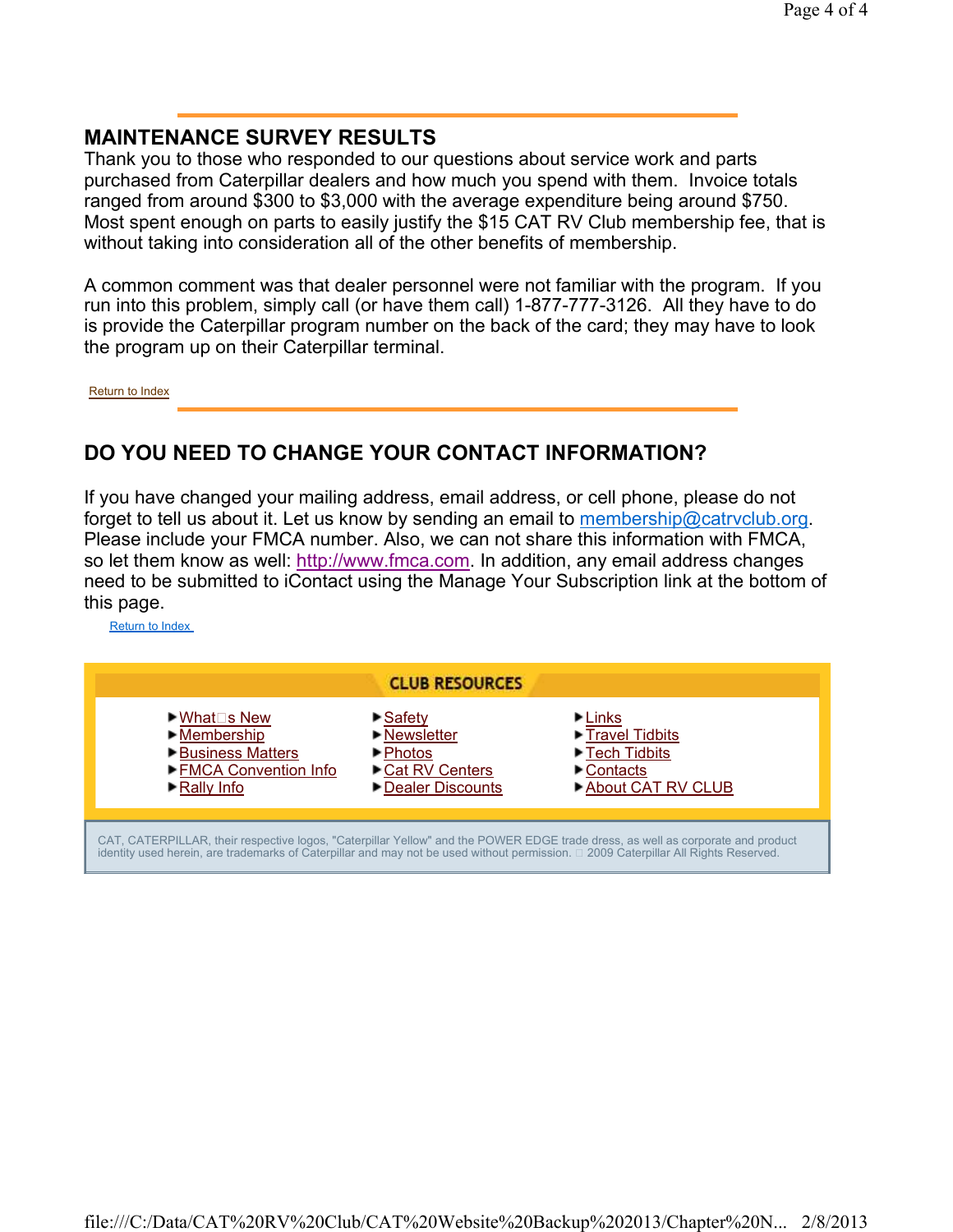## MAINTENANCE SURVEY RESULTS

Thank you to those who responded to our questions about service work and parts purchased from Caterpillar dealers and how much you spend with them. Invoice totals ranged from around $300 to $3,000 with the average expenditure being around $750. Most spent enough on parts to easily justify the $15 CAT RV Club membership fee, that is without taking into consideration all of the other benefits of membership.

A common comment was that dealer personnel were not familiar with the program. If you run into this problem, simply call (or have them call) 1-877-777-3126. All they have to do is provide the Caterpillar program number on the back of the card; they may have to look the program up on their Caterpillar terminal.

Return to Index

## DO YOU NEED TO CHANGE YOUR CONTACT INFORMATION?

If you have changed your mailing address, email address, or cell phone, please do not forget to tell us about it. Let us know by sending an email to membership@catrvclub.org. Please include your FMCA number. Also, we can not share this information with FMCA, so let them know as well: http://www.fmca.com. In addition, any email address changes need to be submitted to iContact using the Manage Your Subscription link at the bottom of this page.

Return to Index

### CLUB RESOURCES

- What's New
- Membership
- Business Matters
- FMCA Convention Info
- Rally Info
- Safety
- Newsletter
- Photos
- Cat RV Centers
- Dealer Discounts
- Links
- Travel Tidbits
- Tech Tidbits
- Contacts
- About CAT RV CLUB

CAT, CATERPILLAR, their respective logos, "Caterpillar Yellow" and the POWER EDGE trade dress, as well as corporate and product identity used herein, are trademarks of Caterpillar and may not be used without permission. © 2009 Caterpillar All Rights Reserved.